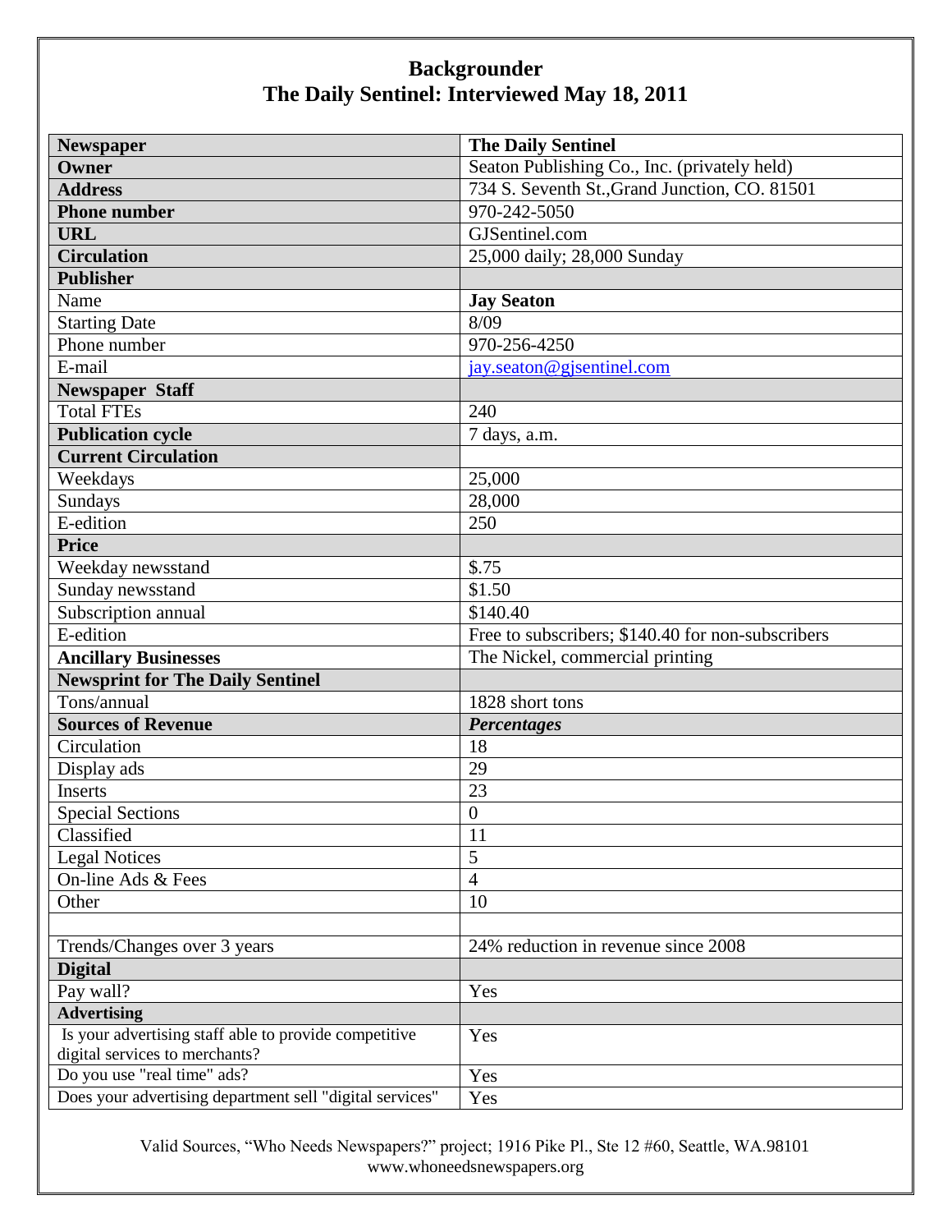# Backgrounder
## The Daily Sentinel: Interviewed May 18, 2011

| **Newspaper** | **The Daily Sentinel** |
|---|---|
| **Owner** | Seaton Publishing Co., Inc. (privately held) |
| **Address** | 734 S. Seventh St.,Grand Junction, CO. 81501 |
| **Phone number** | 970-242-5050 |
| **URL** | GJSentinel.com |
| **Circulation** | 25,000 daily; 28,000 Sunday |
| **Publisher** | |
| Name | **Jay Seaton** |
| Starting Date | 8/09 |
| Phone number | 970-256-4250 |
| E-mail | jay.seaton@gjsentinel.com |
| **Newspaper Staff** | |
| Total FTEs | 240 |
| **Publication cycle** | 7 days, a.m. |
| **Current Circulation** | |
| Weekdays | 25,000 |
| Sundays | 28,000 |
| E-edition | 250 |
| **Price** | |
| Weekday newsstand | $.75 |
| Sunday newsstand | $1.50 |
| Subscription annual | $140.40 |
| E-edition | Free to subscribers; $140.40 for non-subscribers |
| **Ancillary Businesses** | The Nickel, commercial printing |
| **Newsprint for The Daily Sentinel** | |
| Tons/annual | 1828 short tons |
| **Sources of Revenue** | ***Percentages*** |
| Circulation | 18 |
| Display ads | 29 |
| Inserts | 23 |
| Special Sections | 0 |
| Classified | 11 |
| Legal Notices | 5 |
| On-line Ads & Fees | 4 |
| Other | 10 |
| | |
| Trends/Changes over 3 years | 24% reduction in revenue since 2008 |
| **Digital** | |
| Pay wall? | Yes |
| **Advertising** | |
| Is your advertising staff able to provide competitive digital services to merchants? | Yes |
| Do you use "real time" ads? | Yes |
| Does your advertising department sell "digital services" | Yes |

Valid Sources, "Who Needs Newspapers?" project; 1916 Pike Pl., Ste 12 #60, Seattle, WA.98101
www.whoneedsnewspapers.org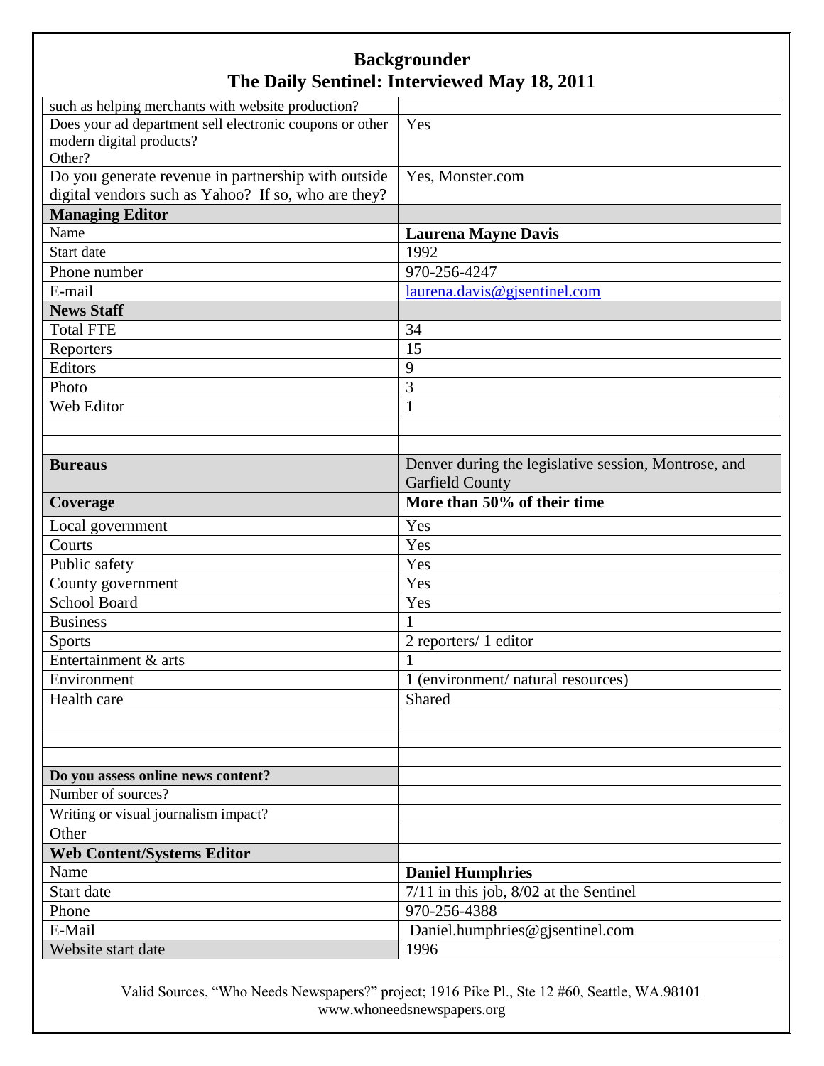# Backgrounder
## The Daily Sentinel: Interviewed May 18, 2011

| | |
|---|---|
| such as helping merchants with website production? | |
| Does your ad department sell electronic coupons or other modern digital products? Other? | Yes |
| Do you generate revenue in partnership with outside digital vendors such as Yahoo? If so, who are they? | Yes, Monster.com |
| **Managing Editor** | |
| Name | **Laurena Mayne Davis** |
| Start date | 1992 |
| Phone number | 970-256-4247 |
| E-mail | laurena.davis@gjsentinel.com |
| **News Staff** | |
| Total FTE | 34 |
| Reporters | 15 |
| Editors | 9 |
| Photo | 3 |
| Web Editor | 1 |
| | |
| | |
| **Bureaus** | Denver during the legislative session, Montrose, and Garfield County |
| **Coverage** | **More than 50% of their time** |
| Local government | Yes |
| Courts | Yes |
| Public safety | Yes |
| County government | Yes |
| School Board | Yes |
| Business | 1 |
| Sports | 2 reporters/ 1 editor |
| Entertainment & arts | 1 |
| Environment | 1 (environment/ natural resources) |
| Health care | Shared |
| | |
| | |
| | |
| **Do you assess online news content?** | |
| Number of sources? | |
| Writing or visual journalism impact? | |
| Other | |
| **Web Content/Systems Editor** | |
| Name | **Daniel Humphries** |
| Start date | 7/11 in this job, 8/02 at the Sentinel |
| Phone | 970-256-4388 |
| E-Mail | Daniel.humphries@gjsentinel.com |
| Website start date | 1996 |

Valid Sources, "Who Needs Newspapers?" project; 1916 Pike Pl., Ste 12 #60, Seattle, WA.98101
www.whoneedsnewspapers.org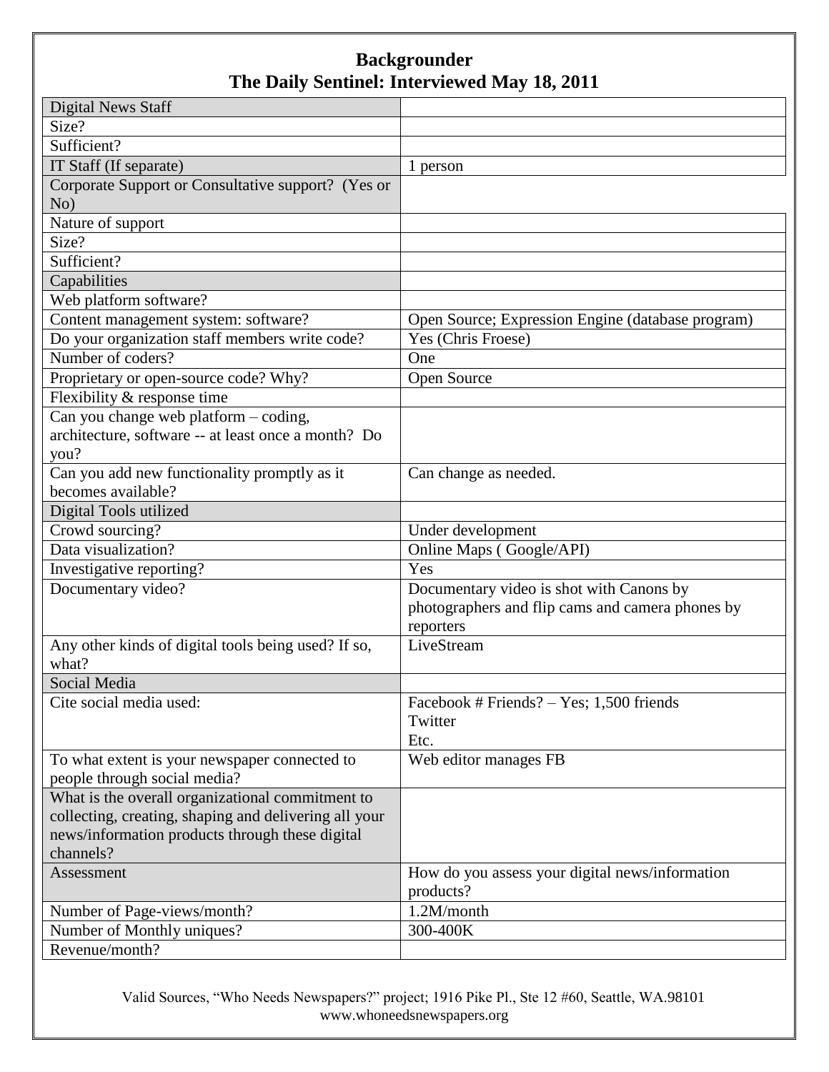# Backgrounder
# The Daily Sentinel: Interviewed May 18, 2011

| Digital News Staff | |
|---|---|
| Size? | |
| Sufficient? | |
| IT Staff (If separate) | 1 person |
| Corporate Support or Consultative support? (Yes or No) | |
| Nature of support | |
| Size? | |
| Sufficient? | |
| Capabilities | |
| Web platform software? | |
| Content management system: software? | Open Source; Expression Engine (database program) |
| Do your organization staff members write code? | Yes (Chris Froese) |
| Number of coders? | One |
| Proprietary or open-source code? Why? | Open Source |
| Flexibility & response time | |
| Can you change web platform – coding, architecture, software -- at least once a month? Do you? | |
| Can you add new functionality promptly as it becomes available? | Can change as needed. |
| Digital Tools utilized | |
| Crowd sourcing? | Under development |
| Data visualization? | Online Maps ( Google/API) |
| Investigative reporting? | Yes |
| Documentary video? | Documentary video is shot with Canons by photographers and flip cams and camera phones by reporters |
| Any other kinds of digital tools being used? If so, what? | LiveStream |
| Social Media | |
| Cite social media used: | Facebook # Friends? – Yes; 1,500 friends<br>Twitter<br>Etc. |
| To what extent is your newspaper connected to people through social media? | Web editor manages FB |
| What is the overall organizational commitment to collecting, creating, shaping and delivering all your news/information products through these digital channels? | |
| Assessment | How do you assess your digital news/information products? |
| Number of Page-views/month? | 1.2M/month |
| Number of Monthly uniques? | 300-400K |
| Revenue/month? | |

Valid Sources, "Who Needs Newspapers?" project; 1916 Pike Pl., Ste 12 #60, Seattle, WA.98101
www.whoneedsnewspapers.org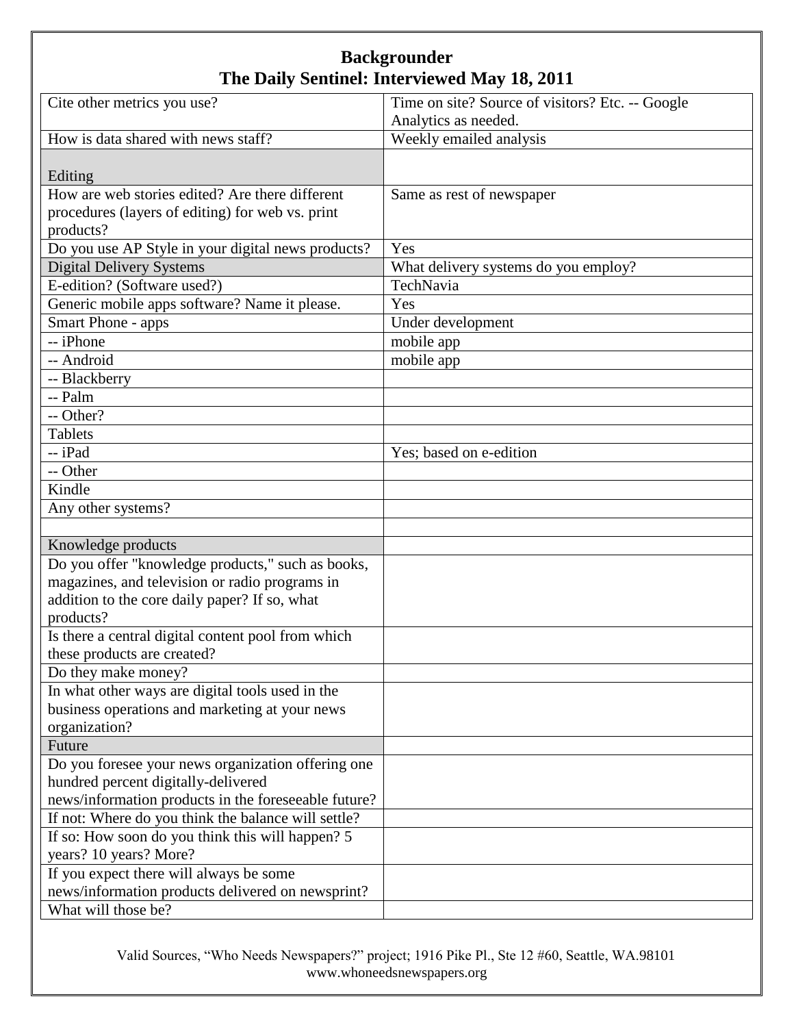## Backgrounder
## The Daily Sentinel: Interviewed May 18, 2011

| | |
|---|---|
| Cite other metrics you use? | Time on site? Source of visitors? Etc. -- Google Analytics as needed. |
| How is data shared with news staff? | Weekly emailed analysis |
| Editing | |
| How are web stories edited? Are there different procedures (layers of editing) for web vs. print products? | Same as rest of newspaper |
| Do you use AP Style in your digital news products? | Yes |
| Digital Delivery Systems | What delivery systems do you employ? |
| E-edition? (Software used?) | TechNavia |
| Generic mobile apps software? Name it please. | Yes |
| Smart Phone - apps | Under development |
| -- iPhone | mobile app |
| -- Android | mobile app |
| -- Blackberry | |
| -- Palm | |
| -- Other? | |
| Tablets | |
| -- iPad | Yes; based on e-edition |
| -- Other | |
| Kindle | |
| Any other systems? | |
| | |
| Knowledge products | |
| Do you offer "knowledge products," such as books, magazines, and television or radio programs in addition to the core daily paper? If so, what products? | |
| Is there a central digital content pool from which these products are created? | |
| Do they make money? | |
| In what other ways are digital tools used in the business operations and marketing at your news organization? | |
| Future | |
| Do you foresee your news organization offering one hundred percent digitally-delivered news/information products in the foreseeable future? | |
| If not: Where do you think the balance will settle? | |
| If so: How soon do you think this will happen? 5 years? 10 years? More? | |
| If you expect there will always be some news/information products delivered on newsprint? | |
| What will those be? | |

Valid Sources, "Who Needs Newspapers?" project; 1916 Pike Pl., Ste 12 #60, Seattle, WA.98101
www.whoneedsnewspapers.org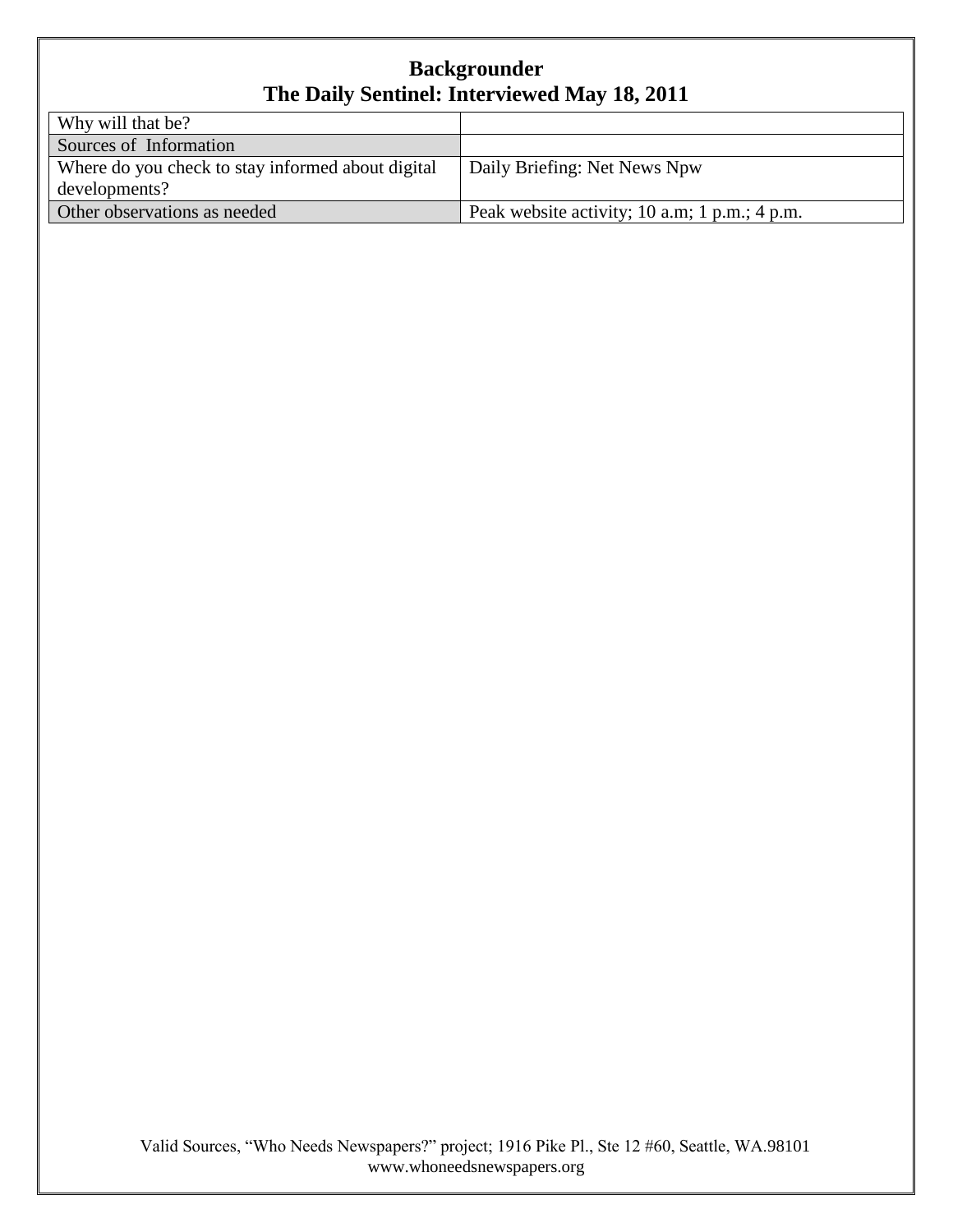# Backgrounder
## The Daily Sentinel: Interviewed May 18, 2011

| | |
|---|---|
| Why will that be? | |
| Sources of Information | |
| Where do you check to stay informed about digital developments? | Daily Briefing: Net News Npw |
| Other observations as needed | Peak website activity; 10 a.m; 1 p.m.; 4 p.m. |

Valid Sources, "Who Needs Newspapers?" project; 1916 Pike Pl., Ste 12 #60, Seattle, WA.98101
www.whoneedsnewspapers.org